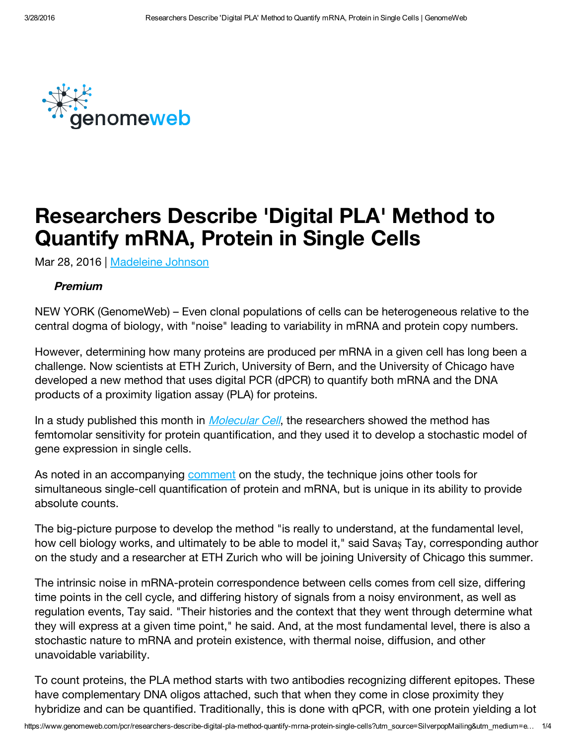# Researchers Describe 'Digital PLA' Method to Quantify mRNA, Protein in Single Cells

Mar 28, 2016 | Madeleine Johnson

***Premium***

NEW YORK (GenomeWeb) – Even clonal populations of cells can be heterogeneous relative to the central dogma of biology, with "noise" leading to variability in mRNA and protein copy numbers.

However, determining how many proteins are produced per mRNA in a given cell has long been a challenge. Now scientists at ETH Zurich, University of Bern, and the University of Chicago have developed a new method that uses digital PCR (dPCR) to quantify both mRNA and the DNA products of a proximity ligation assay (PLA) for proteins.

In a study published this month in *Molecular Cell*, the researchers showed the method has femtomolar sensitivity for protein quantification, and they used it to develop a stochastic model of gene expression in single cells.

As noted in an accompanying comment on the study, the technique joins other tools for simultaneous single-cell quantification of protein and mRNA, but is unique in its ability to provide absolute counts.

The big-picture purpose to develop the method "is really to understand, at the fundamental level, how cell biology works, and ultimately to be able to model it," said Savaş Tay, corresponding author on the study and a researcher at ETH Zurich who will be joining University of Chicago this summer.

The intrinsic noise in mRNA-protein correspondence between cells comes from cell size, differing time points in the cell cycle, and differing history of signals from a noisy environment, as well as regulation events, Tay said. "Their histories and the context that they went through determine what they will express at a given time point," he said. And, at the most fundamental level, there is also a stochastic nature to mRNA and protein existence, with thermal noise, diffusion, and other unavoidable variability.

To count proteins, the PLA method starts with two antibodies recognizing different epitopes. These have complementary DNA oligos attached, such that when they come in close proximity they hybridize and can be quantified. Traditionally, this is done with qPCR, with one protein yielding a lot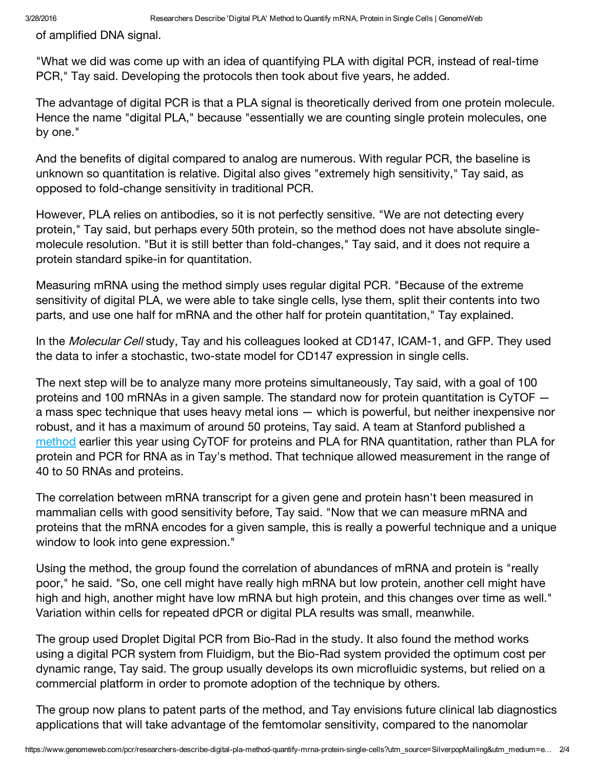of amplified DNA signal.

"What we did was come up with an idea of quantifying PLA with digital PCR, instead of real-time PCR," Tay said. Developing the protocols then took about five years, he added.

The advantage of digital PCR is that a PLA signal is theoretically derived from one protein molecule. Hence the name "digital PLA," because "essentially we are counting single protein molecules, one by one."

And the benefits of digital compared to analog are numerous. With regular PCR, the baseline is unknown so quantitation is relative. Digital also gives "extremely high sensitivity," Tay said, as opposed to fold-change sensitivity in traditional PCR.

However, PLA relies on antibodies, so it is not perfectly sensitive. "We are not detecting every protein," Tay said, but perhaps every 50th protein, so the method does not have absolute single-molecule resolution. "But it is still better than fold-changes," Tay said, and it does not require a protein standard spike-in for quantitation.

Measuring mRNA using the method simply uses regular digital PCR. "Because of the extreme sensitivity of digital PLA, we were able to take single cells, lyse them, split their contents into two parts, and use one half for mRNA and the other half for protein quantitation," Tay explained.

In the *Molecular Cell* study, Tay and his colleagues looked at CD147, ICAM-1, and GFP. They used the data to infer a stochastic, two-state model for CD147 expression in single cells.

The next step will be to analyze many more proteins simultaneously, Tay said, with a goal of 100 proteins and 100 mRNAs in a given sample. The standard now for protein quantitation is CyTOF — a mass spec technique that uses heavy metal ions — which is powerful, but neither inexpensive nor robust, and it has a maximum of around 50 proteins, Tay said. A team at Stanford published a [method](#) earlier this year using CyTOF for proteins and PLA for RNA quantitation, rather than PLA for protein and PCR for RNA as in Tay's method. That technique allowed measurement in the range of 40 to 50 RNAs and proteins.

The correlation between mRNA transcript for a given gene and protein hasn't been measured in mammalian cells with good sensitivity before, Tay said. "Now that we can measure mRNA and proteins that the mRNA encodes for a given sample, this is really a powerful technique and a unique window to look into gene expression."

Using the method, the group found the correlation of abundances of mRNA and protein is "really poor," he said. "So, one cell might have really high mRNA but low protein, another cell might have high and high, another might have low mRNA but high protein, and this changes over time as well." Variation within cells for repeated dPCR or digital PLA results was small, meanwhile.

The group used Droplet Digital PCR from Bio-Rad in the study. It also found the method works using a digital PCR system from Fluidigm, but the Bio-Rad system provided the optimum cost per dynamic range, Tay said. The group usually develops its own microfluidic systems, but relied on a commercial platform in order to promote adoption of the technique by others.

The group now plans to patent parts of the method, and Tay envisions future clinical lab diagnostics applications that will take advantage of the femtomolar sensitivity, compared to the nanomolar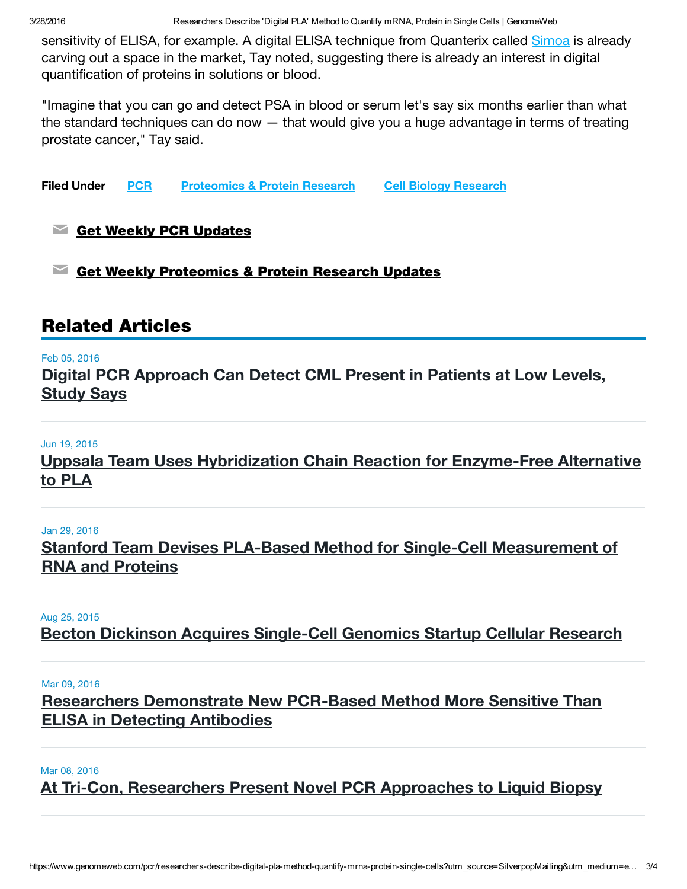sensitivity of ELISA, for example. A digital ELISA technique from Quanterix called Simoa is already carving out a space in the market, Tay noted, suggesting there is already an interest in digital quantification of proteins in solutions or blood.

"Imagine that you can go and detect PSA in blood or serum let's say six months earlier than what the standard techniques can do now — that would give you a huge advantage in terms of treating prostate cancer," Tay said.

**Filed Under** PCR Proteomics & Protein Research Cell Biology Research

**Get Weekly PCR Updates**

**Get Weekly Proteomics & Protein Research Updates**

## Related Articles

Feb 05, 2016
**Digital PCR Approach Can Detect CML Present in Patients at Low Levels, Study Says**

Jun 19, 2015
**Uppsala Team Uses Hybridization Chain Reaction for Enzyme-Free Alternative to PLA**

Jan 29, 2016
**Stanford Team Devises PLA-Based Method for Single-Cell Measurement of RNA and Proteins**

Aug 25, 2015
**Becton Dickinson Acquires Single-Cell Genomics Startup Cellular Research**

Mar 09, 2016
**Researchers Demonstrate New PCR-Based Method More Sensitive Than ELISA in Detecting Antibodies**

Mar 08, 2016
**At Tri-Con, Researchers Present Novel PCR Approaches to Liquid Biopsy**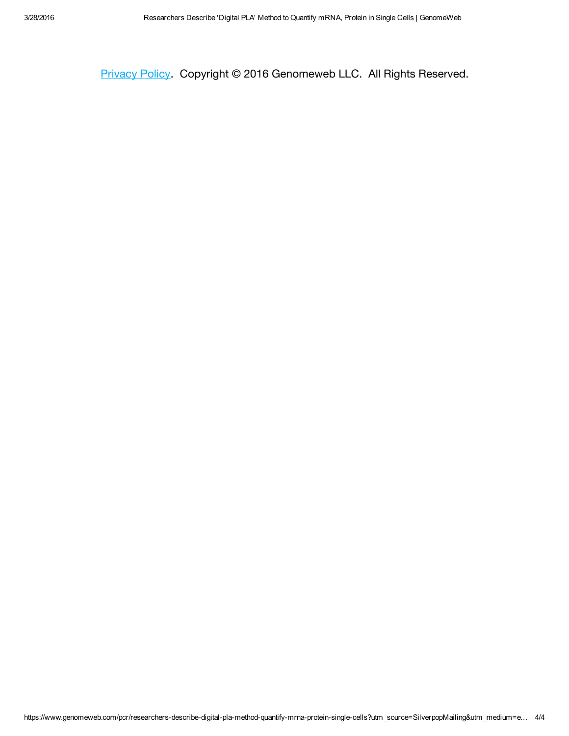Privacy Policy.  Copyright © 2016 Genomeweb LLC.  All Rights Reserved.